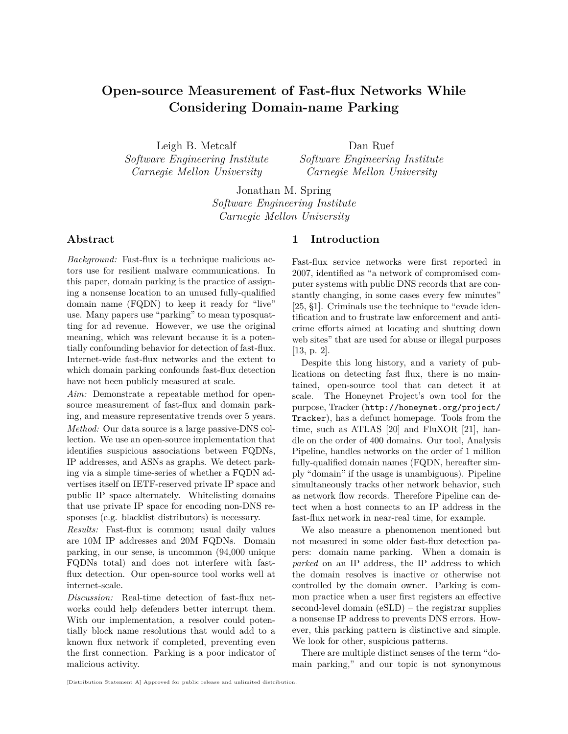# Open-source Measurement of Fast-flux Networks While Considering Domain-name Parking

Leigh B. Metcalf
*Software Engineering Institute*
*Carnegie Mellon University*

Dan Ruef
*Software Engineering Institute*
*Carnegie Mellon University*

Jonathan M. Spring
*Software Engineering Institute*
*Carnegie Mellon University*

## Abstract

*Background:* Fast-flux is a technique malicious actors use for resilient malware communications. In this paper, domain parking is the practice of assigning a nonsense location to an unused fully-qualified domain name (FQDN) to keep it ready for "live" use. Many papers use "parking" to mean typosquatting for ad revenue. However, we use the original meaning, which was relevant because it is a potentially confounding behavior for detection of fast-flux. Internet-wide fast-flux networks and the extent to which domain parking confounds fast-flux detection have not been publicly measured at scale.

*Aim:* Demonstrate a repeatable method for open-source measurement of fast-flux and domain parking, and measure representative trends over 5 years.

*Method:* Our data source is a large passive-DNS collection. We use an open-source implementation that identifies suspicious associations between FQDNs, IP addresses, and ASNs as graphs. We detect parking via a simple time-series of whether a FQDN advertises itself on IETF-reserved private IP space and public IP space alternately. Whitelisting domains that use private IP space for encoding non-DNS responses (e.g. blacklist distributors) is necessary.

*Results:* Fast-flux is common; usual daily values are 10M IP addresses and 20M FQDNs. Domain parking, in our sense, is uncommon (94,000 unique FQDNs total) and does not interfere with fast-flux detection. Our open-source tool works well at internet-scale.

*Discussion:* Real-time detection of fast-flux networks could help defenders better interrupt them. With our implementation, a resolver could potentially block name resolutions that would add to a known flux network if completed, preventing even the first connection. Parking is a poor indicator of malicious activity.

## 1 Introduction

Fast-flux service networks were first reported in 2007, identified as "a network of compromised computer systems with public DNS records that are constantly changing, in some cases every few minutes" [25, §1]. Criminals use the technique to "evade identification and to frustrate law enforcement and anti-crime efforts aimed at locating and shutting down web sites" that are used for abuse or illegal purposes [13, p. 2].

Despite this long history, and a variety of publications on detecting fast flux, there is no maintained, open-source tool that can detect it at scale. The Honeynet Project's own tool for the purpose, Tracker (`http://honeynet.org/project/Tracker`), has a defunct homepage. Tools from the time, such as ATLAS [20] and FluXOR [21], handle on the order of 400 domains. Our tool, Analysis Pipeline, handles networks on the order of 1 million fully-qualified domain names (FQDN, hereafter simply "domain" if the usage is unambiguous). Pipeline simultaneously tracks other network behavior, such as network flow records. Therefore Pipeline can detect when a host connects to an IP address in the fast-flux network in near-real time, for example.

We also measure a phenomenon mentioned but not measured in some older fast-flux detection papers: domain name parking. When a domain is *parked* on an IP address, the IP address to which the domain resolves is inactive or otherwise not controlled by the domain owner. Parking is common practice when a user first registers an effective second-level domain (eSLD) – the registrar supplies a nonsense IP address to prevents DNS errors. However, this parking pattern is distinctive and simple. We look for other, suspicious patterns.

There are multiple distinct senses of the term "domain parking," and our topic is not synonymous

[Distribution Statement A] Approved for public release and unlimited distribution.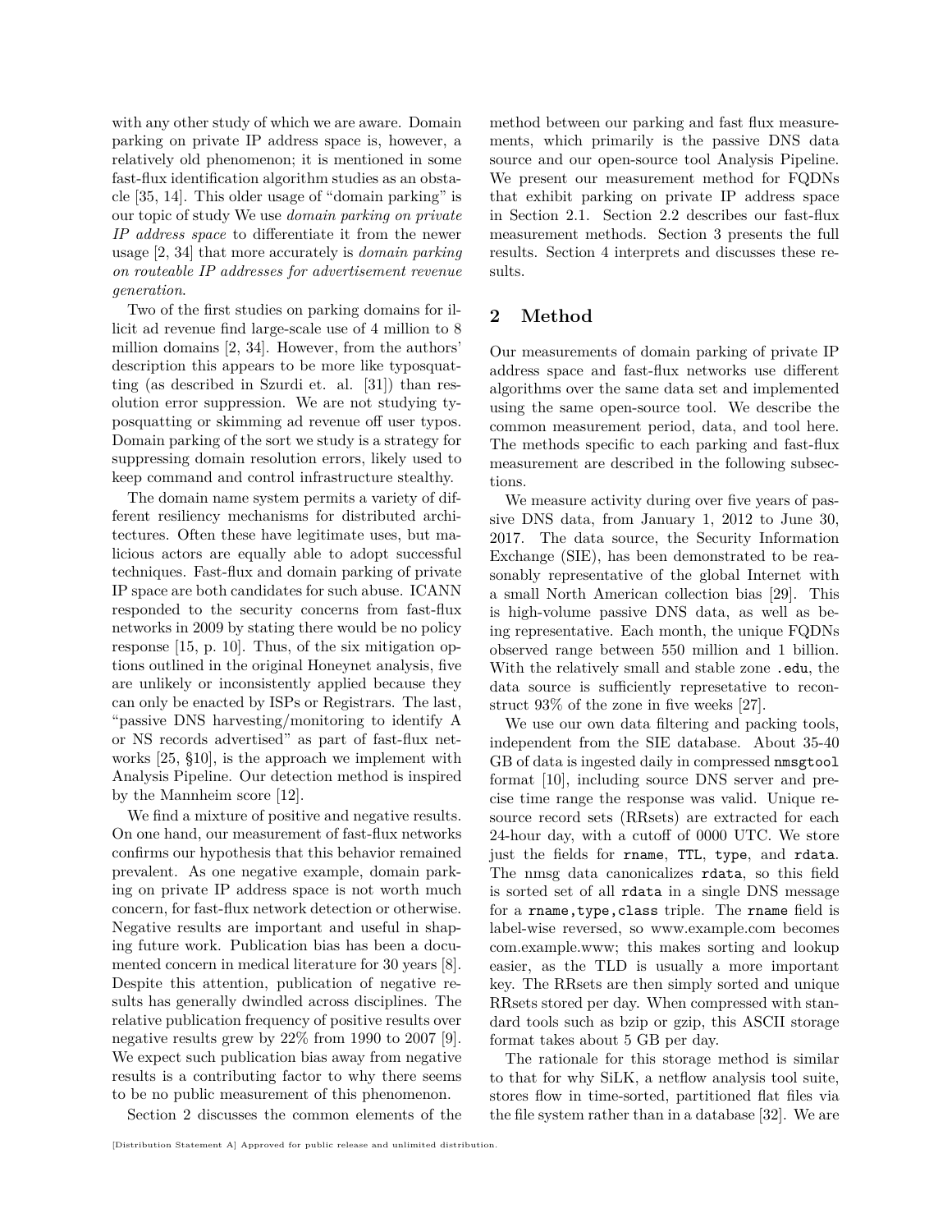with any other study of which we are aware. Domain parking on private IP address space is, however, a relatively old phenomenon; it is mentioned in some fast-flux identification algorithm studies as an obstacle [35, 14]. This older usage of "domain parking" is our topic of study We use *domain parking on private IP address space* to differentiate it from the newer usage [2, 34] that more accurately is *domain parking on routeable IP addresses for advertisement revenue generation*.

Two of the first studies on parking domains for illicit ad revenue find large-scale use of 4 million to 8 million domains [2, 34]. However, from the authors' description this appears to be more like typosquatting (as described in Szurdi et. al. [31]) than resolution error suppression. We are not studying typosquatting or skimming ad revenue off user typos. Domain parking of the sort we study is a strategy for suppressing domain resolution errors, likely used to keep command and control infrastructure stealthy.

The domain name system permits a variety of different resiliency mechanisms for distributed architectures. Often these have legitimate uses, but malicious actors are equally able to adopt successful techniques. Fast-flux and domain parking of private IP space are both candidates for such abuse. ICANN responded to the security concerns from fast-flux networks in 2009 by stating there would be no policy response [15, p. 10]. Thus, of the six mitigation options outlined in the original Honeynet analysis, five are unlikely or inconsistently applied because they can only be enacted by ISPs or Registrars. The last, "passive DNS harvesting/monitoring to identify A or NS records advertised" as part of fast-flux networks [25, §10], is the approach we implement with Analysis Pipeline. Our detection method is inspired by the Mannheim score [12].

We find a mixture of positive and negative results. On one hand, our measurement of fast-flux networks confirms our hypothesis that this behavior remained prevalent. As one negative example, domain parking on private IP address space is not worth much concern, for fast-flux network detection or otherwise. Negative results are important and useful in shaping future work. Publication bias has been a documented concern in medical literature for 30 years [8]. Despite this attention, publication of negative results has generally dwindled across disciplines. The relative publication frequency of positive results over negative results grew by 22% from 1990 to 2007 [9]. We expect such publication bias away from negative results is a contributing factor to why there seems to be no public measurement of this phenomenon.

Section 2 discusses the common elements of the method between our parking and fast flux measurements, which primarily is the passive DNS data source and our open-source tool Analysis Pipeline. We present our measurement method for FQDNs that exhibit parking on private IP address space in Section 2.1. Section 2.2 describes our fast-flux measurement methods. Section 3 presents the full results. Section 4 interprets and discusses these results.

## 2 Method

Our measurements of domain parking of private IP address space and fast-flux networks use different algorithms over the same data set and implemented using the same open-source tool. We describe the common measurement period, data, and tool here. The methods specific to each parking and fast-flux measurement are described in the following subsections.

We measure activity during over five years of passive DNS data, from January 1, 2012 to June 30, 2017. The data source, the Security Information Exchange (SIE), has been demonstrated to be reasonably representative of the global Internet with a small North American collection bias [29]. This is high-volume passive DNS data, as well as being representative. Each month, the unique FQDNs observed range between 550 million and 1 billion. With the relatively small and stable zone `.edu`, the data source is sufficiently represetative to reconstruct 93% of the zone in five weeks [27].

We use our own data filtering and packing tools, independent from the SIE database. About 35-40 GB of data is ingested daily in compressed `nmsgtool` format [10], including source DNS server and precise time range the response was valid. Unique resource record sets (RRsets) are extracted for each 24-hour day, with a cutoff of 0000 UTC. We store just the fields for `rname`, `TTL`, `type`, and `rdata`. The nmsg data canonicalizes `rdata`, so this field is sorted set of all `rdata` in a single DNS message for a `rname,type,class` triple. The `rname` field is label-wise reversed, so www.example.com becomes com.example.www; this makes sorting and lookup easier, as the TLD is usually a more important key. The RRsets are then simply sorted and unique RRsets stored per day. When compressed with standard tools such as bzip or gzip, this ASCII storage format takes about 5 GB per day.

The rationale for this storage method is similar to that for why SiLK, a netflow analysis tool suite, stores flow in time-sorted, partitioned flat files via the file system rather than in a database [32]. We are

[Distribution Statement A] Approved for public release and unlimited distribution.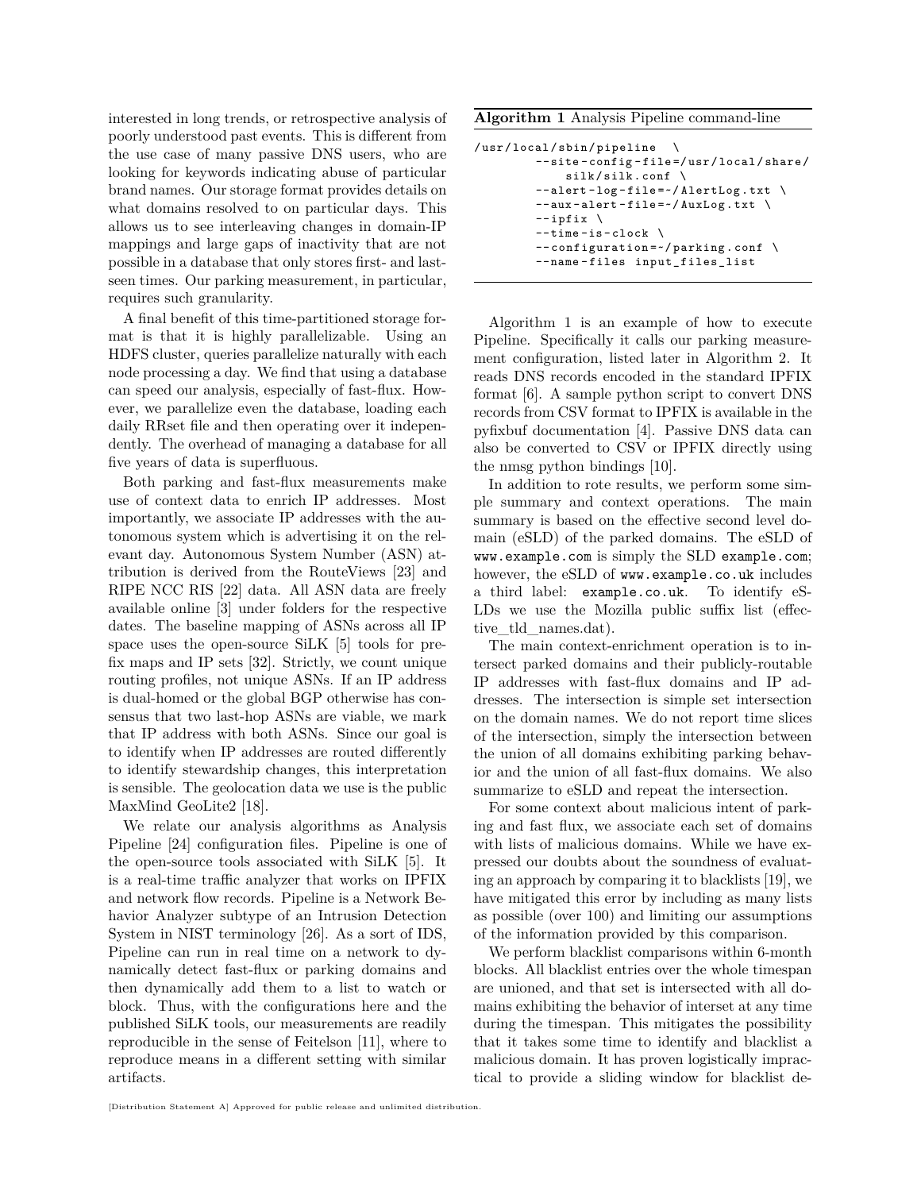interested in long trends, or retrospective analysis of poorly understood past events. This is different from the use case of many passive DNS users, who are looking for keywords indicating abuse of particular brand names. Our storage format provides details on what domains resolved to on particular days. This allows us to see interleaving changes in domain-IP mappings and large gaps of inactivity that are not possible in a database that only stores first- and last-seen times. Our parking measurement, in particular, requires such granularity.

A final benefit of this time-partitioned storage format is that it is highly parallelizable. Using an HDFS cluster, queries parallelize naturally with each node processing a day. We find that using a database can speed our analysis, especially of fast-flux. However, we parallelize even the database, loading each daily RRset file and then operating over it independently. The overhead of managing a database for all five years of data is superfluous.

Both parking and fast-flux measurements make use of context data to enrich IP addresses. Most importantly, we associate IP addresses with the autonomous system which is advertising it on the relevant day. Autonomous System Number (ASN) attribution is derived from the RouteViews [23] and RIPE NCC RIS [22] data. All ASN data are freely available online [3] under folders for the respective dates. The baseline mapping of ASNs across all IP space uses the open-source SiLK [5] tools for prefix maps and IP sets [32]. Strictly, we count unique routing profiles, not unique ASNs. If an IP address is dual-homed or the global BGP otherwise has consensus that two last-hop ASNs are viable, we mark that IP address with both ASNs. Since our goal is to identify when IP addresses are routed differently to identify stewardship changes, this interpretation is sensible. The geolocation data we use is the public MaxMind GeoLite2 [18].

We relate our analysis algorithms as Analysis Pipeline [24] configuration files. Pipeline is one of the open-source tools associated with SiLK [5]. It is a real-time traffic analyzer that works on IPFIX and network flow records. Pipeline is a Network Behavior Analyzer subtype of an Intrusion Detection System in NIST terminology [26]. As a sort of IDS, Pipeline can run in real time on a network to dynamically detect fast-flux or parking domains and then dynamically add them to a list to watch or block. Thus, with the configurations here and the published SiLK tools, our measurements are readily reproducible in the sense of Feitelson [11], where to reproduce means in a different setting with similar artifacts.

**Algorithm 1** Analysis Pipeline command-line

```
/usr/local/sbin/pipeline  \
        --site-config-file=/usr/local/share/
            silk/silk.conf \
        --alert-log-file=~/AlertLog.txt \
        --aux-alert-file=~/AuxLog.txt \
        --ipfix \
        --time-is-clock \
        --configuration=~/parking.conf \
        --name-files input_files_list
```

Algorithm 1 is an example of how to execute Pipeline. Specifically it calls our parking measurement configuration, listed later in Algorithm 2. It reads DNS records encoded in the standard IPFIX format [6]. A sample python script to convert DNS records from CSV format to IPFIX is available in the pyfixbuf documentation [4]. Passive DNS data can also be converted to CSV or IPFIX directly using the nmsg python bindings [10].

In addition to rote results, we perform some simple summary and context operations. The main summary is based on the effective second level domain (eSLD) of the parked domains. The eSLD of `www.example.com` is simply the SLD `example.com`; however, the eSLD of `www.example.co.uk` includes a third label: `example.co.uk`. To identify eSLDs we use the Mozilla public suffix list (effective_tld_names.dat).

The main context-enrichment operation is to intersect parked domains and their publicly-routable IP addresses with fast-flux domains and IP addresses. The intersection is simple set intersection on the domain names. We do not report time slices of the intersection, simply the intersection between the union of all domains exhibiting parking behavior and the union of all fast-flux domains. We also summarize to eSLD and repeat the intersection.

For some context about malicious intent of parking and fast flux, we associate each set of domains with lists of malicious domains. While we have expressed our doubts about the soundness of evaluating an approach by comparing it to blacklists [19], we have mitigated this error by including as many lists as possible (over 100) and limiting our assumptions of the information provided by this comparison.

We perform blacklist comparisons within 6-month blocks. All blacklist entries over the whole timespan are unioned, and that set is intersected with all domains exhibiting the behavior of interset at any time during the timespan. This mitigates the possibility that it takes some time to identify and blacklist a malicious domain. It has proven logistically impractical to provide a sliding window for blacklist de-

[Distribution Statement A] Approved for public release and unlimited distribution.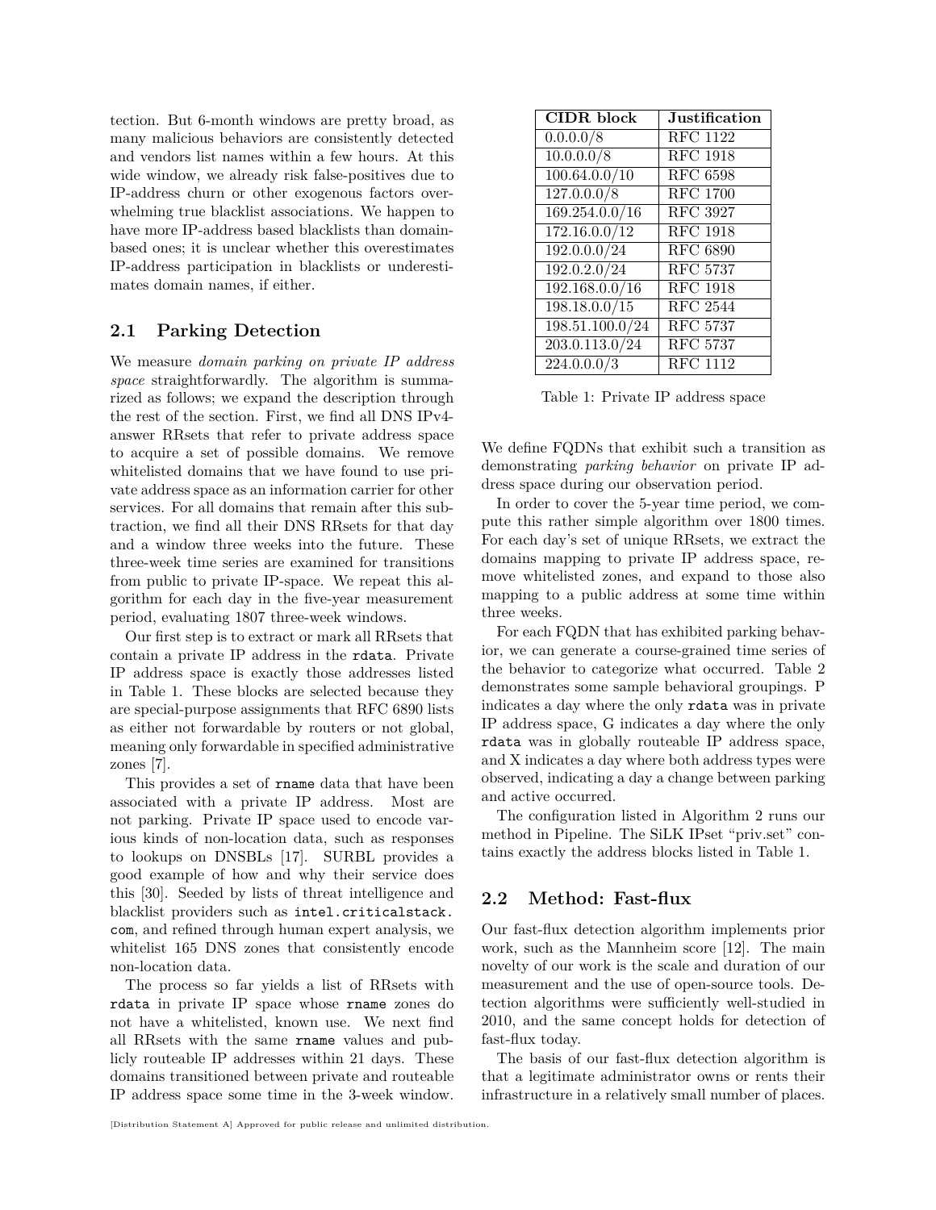tection. But 6-month windows are pretty broad, as many malicious behaviors are consistently detected and vendors list names within a few hours. At this wide window, we already risk false-positives due to IP-address churn or other exogenous factors overwhelming true blacklist associations. We happen to have more IP-address based blacklists than domain-based ones; it is unclear whether this overestimates IP-address participation in blacklists or underestimates domain names, if either.

## 2.1 Parking Detection

We measure *domain parking on private IP address space* straightforwardly. The algorithm is summarized as follows; we expand the description through the rest of the section. First, we find all DNS IPv4-answer RRsets that refer to private address space to acquire a set of possible domains. We remove whitelisted domains that we have found to use private address space as an information carrier for other services. For all domains that remain after this subtraction, we find all their DNS RRsets for that day and a window three weeks into the future. These three-week time series are examined for transitions from public to private IP-space. We repeat this algorithm for each day in the five-year measurement period, evaluating 1807 three-week windows.

Our first step is to extract or mark all RRsets that contain a private IP address in the `rdata`. Private IP address space is exactly those addresses listed in Table 1. These blocks are selected because they are special-purpose assignments that RFC 6890 lists as either not forwardable by routers or not global, meaning only forwardable in specified administrative zones [7].

| CIDR block | Justification |
|---|---|
| 0.0.0.0/8 | RFC 1122 |
| 10.0.0.0/8 | RFC 1918 |
| 100.64.0.0/10 | RFC 6598 |
| 127.0.0.0/8 | RFC 1700 |
| 169.254.0.0/16 | RFC 3927 |
| 172.16.0.0/12 | RFC 1918 |
| 192.0.0.0/24 | RFC 6890 |
| 192.0.2.0/24 | RFC 5737 |
| 192.168.0.0/16 | RFC 1918 |
| 198.18.0.0/15 | RFC 2544 |
| 198.51.100.0/24 | RFC 5737 |
| 203.0.113.0/24 | RFC 5737 |
| 224.0.0.0/3 | RFC 1112 |

Table 1: Private IP address space

This provides a set of `rname` data that have been associated with a private IP address. Most are not parking. Private IP space used to encode various kinds of non-location data, such as responses to lookups on DNSBLs [17]. SURBL provides a good example of how and why their service does this [30]. Seeded by lists of threat intelligence and blacklist providers such as `intel.criticalstack.com`, and refined through human expert analysis, we whitelist 165 DNS zones that consistently encode non-location data.

The process so far yields a list of RRsets with `rdata` in private IP space whose `rname` zones do not have a whitelisted, known use. We next find all RRsets with the same `rname` values and publicly routeable IP addresses within 21 days. These domains transitioned between private and routeable IP address space some time in the 3-week window. We define FQDNs that exhibit such a transition as demonstrating *parking behavior* on private IP address space during our observation period.

In order to cover the 5-year time period, we compute this rather simple algorithm over 1800 times. For each day's set of unique RRsets, we extract the domains mapping to private IP address space, remove whitelisted zones, and expand to those also mapping to a public address at some time within three weeks.

For each FQDN that has exhibited parking behavior, we can generate a course-grained time series of the behavior to categorize what occurred. Table 2 demonstrates some sample behavioral groupings. P indicates a day where the only `rdata` was in private IP address space, G indicates a day where the only `rdata` was in globally routeable IP address space, and X indicates a day where both address types were observed, indicating a day a change between parking and active occurred.

The configuration listed in Algorithm 2 runs our method in Pipeline. The SiLK IPset "priv.set" contains exactly the address blocks listed in Table 1.

## 2.2 Method: Fast-flux

Our fast-flux detection algorithm implements prior work, such as the Mannheim score [12]. The main novelty of our work is the scale and duration of our measurement and the use of open-source tools. Detection algorithms were sufficiently well-studied in 2010, and the same concept holds for detection of fast-flux today.

The basis of our fast-flux detection algorithm is that a legitimate administrator owns or rents their infrastructure in a relatively small number of places.

[Distribution Statement A] Approved for public release and unlimited distribution.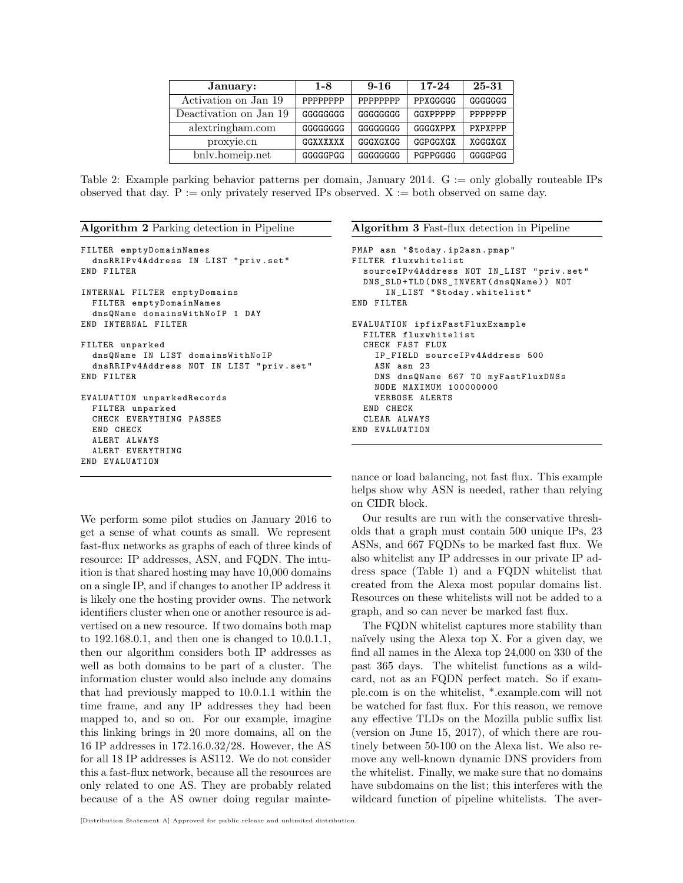| January: | 1-8 | 9-16 | 17-24 | 25-31 |
| --- | --- | --- | --- | --- |
| Activation on Jan 19 | PPPPPPPP | PPPPPPPP | PPXGGGGG | GGGGGGG |
| Deactivation on Jan 19 | GGGGGGGG | GGGGGGGG | GGXPPPPP | PPPPPPP |
| alextringham.com | GGGGGGGG | GGGGGGGG | GGGGXPPX | PXPXPPP |
| proxyie.cn | GGXXXXXX | GGGXGXGG | GGPGGXGX | XGGGXGX |
| bnlv.homeip.net | GGGGGPGG | GGGGGGGG | PGPPGGGG | GGGGPGG |

Table 2: Example parking behavior patterns per domain, January 2014. G := only globally routeable IPs observed that day. P := only privately reserved IPs observed. X := both observed on same day.

**Algorithm 2** Parking detection in Pipeline

```
FILTER emptyDomainNames
  dnsRRIPv4Address IN LIST "priv.set"
END FILTER

INTERNAL FILTER emptyDomains
  FILTER emptyDomainNames
  dnsQName domainsWithNoIP 1 DAY
END INTERNAL FILTER

FILTER unparked
  dnsQName IN LIST domainsWithNoIP
  dnsRRIPv4Address NOT IN LIST "priv.set"
END FILTER

EVALUATION unparkedRecords
  FILTER unparked
  CHECK EVERYTHING PASSES
  END CHECK
  ALERT ALWAYS
  ALERT EVERYTHING
END EVALUATION
```

**Algorithm 3** Fast-flux detection in Pipeline

```
PMAP asn "$today.ip2asn.pmap"
FILTER fluxwhitelist
  sourceIPv4Address NOT IN_LIST "priv.set"
  DNS_SLD+TLD(DNS_INVERT(dnsQName)) NOT
      IN_LIST "$today.whitelist"
END FILTER

EVALUATION ipfixFastFluxExample
  FILTER fluxwhitelist
  CHECK FAST FLUX
    IP_FIELD sourceIPv4Address 500
    ASN asn 23
    DNS dnsQName 667 TO myFastFluxDNSs
    NODE MAXIMUM 100000000
    VERBOSE ALERTS
  END CHECK
  CLEAR ALWAYS
END EVALUATION
```

We perform some pilot studies on January 2016 to get a sense of what counts as small. We represent fast-flux networks as graphs of each of three kinds of resource: IP addresses, ASN, and FQDN. The intuition is that shared hosting may have 10,000 domains on a single IP, and if changes to another IP address it is likely one the hosting provider owns. The network identifiers cluster when one or another resource is advertised on a new resource. If two domains both map to 192.168.0.1, and then one is changed to 10.0.1.1, then our algorithm considers both IP addresses as well as both domains to be part of a cluster. The information cluster would also include any domains that had previously mapped to 10.0.1.1 within the time frame, and any IP addresses they had been mapped to, and so on. For our example, imagine this linking brings in 20 more domains, all on the 16 IP addresses in 172.16.0.32/28. However, the AS for all 18 IP addresses is AS112. We do not consider this a fast-flux network, because all the resources are only related to one AS. They are probably related because of a the AS owner doing regular maintenance or load balancing, not fast flux. This example helps show why ASN is needed, rather than relying on CIDR block.

Our results are run with the conservative thresholds that a graph must contain 500 unique IPs, 23 ASNs, and 667 FQDNs to be marked fast flux. We also whitelist any IP addresses in our private IP address space (Table 1) and a FQDN whitelist that created from the Alexa most popular domains list. Resources on these whitelists will not be added to a graph, and so can never be marked fast flux.

The FQDN whitelist captures more stability than naïvely using the Alexa top X. For a given day, we find all names in the Alexa top 24,000 on 330 of the past 365 days. The whitelist functions as a wildcard, not as an FQDN perfect match. So if example.com is on the whitelist, *.example.com will not be watched for fast flux. For this reason, we remove any effective TLDs on the Mozilla public suffix list (version on June 15, 2017), of which there are routinely between 50-100 on the Alexa list. We also remove any well-known dynamic DNS providers from the whitelist. Finally, we make sure that no domains have subdomains on the list; this interferes with the wildcard function of pipeline whitelists. The aver-

[Distribution Statement A] Approved for public release and unlimited distribution.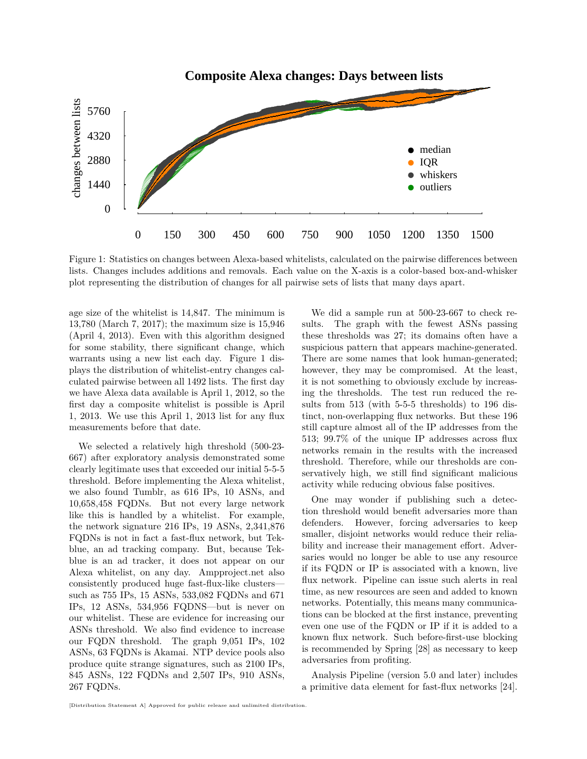Figure 1: Statistics on changes between Alexa-based whitelists, calculated on the pairwise differences between lists. Changes includes additions and removals. Each value on the X-axis is a color-based box-and-whisker plot representing the distribution of changes for all pairwise sets of lists that many days apart.

age size of the whitelist is 14,847. The minimum is 13,780 (March 7, 2017); the maximum size is 15,946 (April 4, 2013). Even with this algorithm designed for some stability, there significant change, which warrants using a new list each day. Figure 1 displays the distribution of whitelist-entry changes calculated pairwise between all 1492 lists. The first day we have Alexa data available is April 1, 2012, so the first day a composite whitelist is possible is April 1, 2013. We use this April 1, 2013 list for any flux measurements before that date.

We selected a relatively high threshold (500-23-667) after exploratory analysis demonstrated some clearly legitimate uses that exceeded our initial 5-5-5 threshold. Before implementing the Alexa whitelist, we also found Tumblr, as 616 IPs, 10 ASNs, and 10,658,458 FQDNs. But not every large network like this is handled by a whitelist. For example, the network signature 216 IPs, 19 ASNs, 2,341,876 FQDNs is not in fact a fast-flux network, but Tekblue, an ad tracking company. But, because Tekblue is an ad tracker, it does not appear on our Alexa whitelist, on any day. Ampproject.net also consistently produced huge fast-flux-like clusters—such as 755 IPs, 15 ASNs, 533,082 FQDNs and 671 IPs, 12 ASNs, 534,956 FQDNS—but is never on our whitelist. These are evidence for increasing our ASNs threshold. We also find evidence to increase our FQDN threshold. The graph 9,051 IPs, 102 ASNs, 63 FQDNs is Akamai. NTP device pools also produce quite strange signatures, such as 2100 IPs, 845 ASNs, 122 FQDNs and 2,507 IPs, 910 ASNs, 267 FQDNs.

We did a sample run at 500-23-667 to check results. The graph with the fewest ASNs passing these thresholds was 27; its domains often have a suspicious pattern that appears machine-generated. There are some names that look human-generated; however, they may be compromised. At the least, it is not something to obviously exclude by increasing the thresholds. The test run reduced the results from 513 (with 5-5-5 thresholds) to 196 distinct, non-overlapping flux networks. But these 196 still capture almost all of the IP addresses from the 513; 99.7% of the unique IP addresses across flux networks remain in the results with the increased threshold. Therefore, while our thresholds are conservatively high, we still find significant malicious activity while reducing obvious false positives.

One may wonder if publishing such a detection threshold would benefit adversaries more than defenders. However, forcing adversaries to keep smaller, disjoint networks would reduce their reliability and increase their management effort. Adversaries would no longer be able to use any resource if its FQDN or IP is associated with a known, live flux network. Pipeline can issue such alerts in real time, as new resources are seen and added to known networks. Potentially, this means many communications can be blocked at the first instance, preventing even one use of the FQDN or IP if it is added to a known flux network. Such before-first-use blocking is recommended by Spring [28] as necessary to keep adversaries from profiting.

Analysis Pipeline (version 5.0 and later) includes a primitive data element for fast-flux networks [24].

[Distribution Statement A] Approved for public release and unlimited distribution.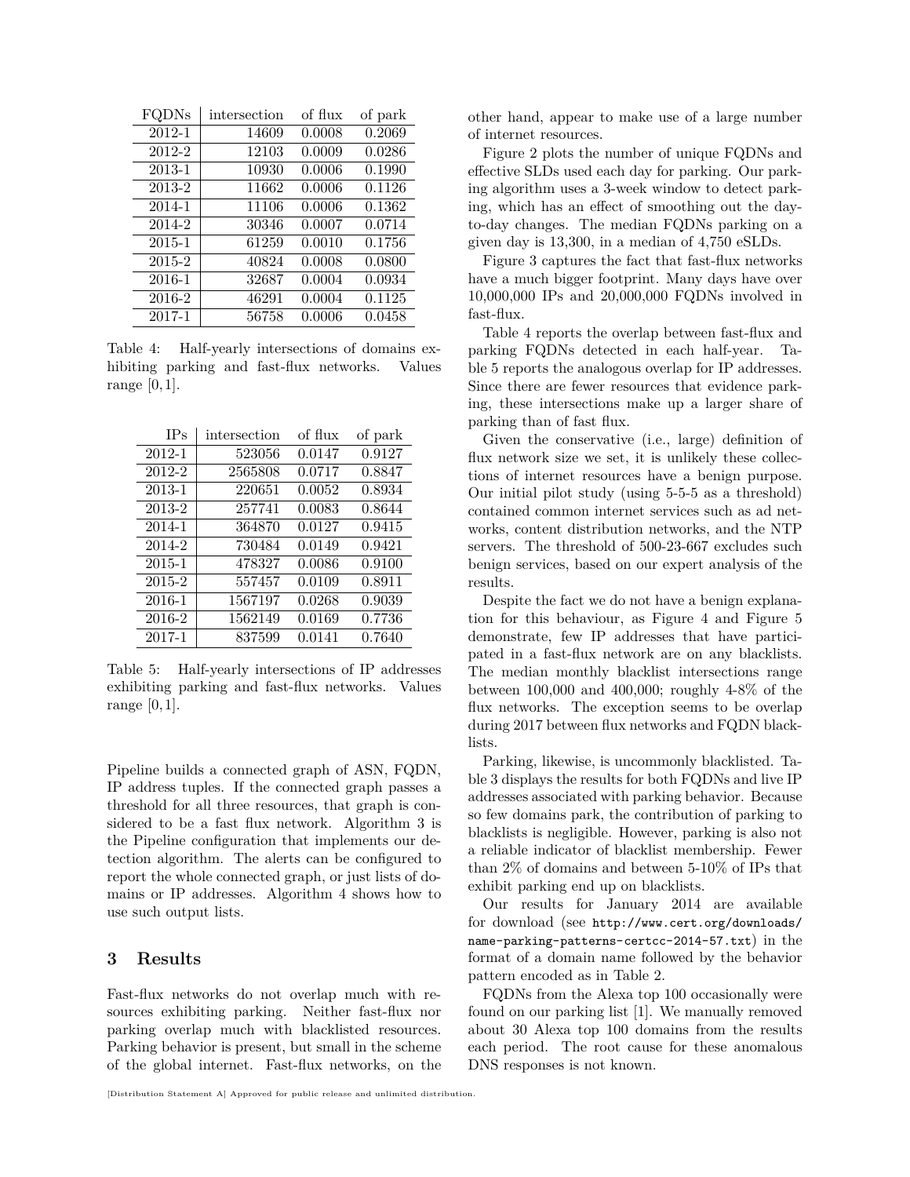| FQDNs | intersection | of flux | of park |
|---|---|---|---|
| 2012-1 | 14609 | 0.0008 | 0.2069 |
| 2012-2 | 12103 | 0.0009 | 0.0286 |
| 2013-1 | 10930 | 0.0006 | 0.1990 |
| 2013-2 | 11662 | 0.0006 | 0.1126 |
| 2014-1 | 11106 | 0.0006 | 0.1362 |
| 2014-2 | 30346 | 0.0007 | 0.0714 |
| 2015-1 | 61259 | 0.0010 | 0.1756 |
| 2015-2 | 40824 | 0.0008 | 0.0800 |
| 2016-1 | 32687 | 0.0004 | 0.0934 |
| 2016-2 | 46291 | 0.0004 | 0.1125 |
| 2017-1 | 56758 | 0.0006 | 0.0458 |

Table 4: Half-yearly intersections of domains exhibiting parking and fast-flux networks. Values range $[0, 1]$.

| IPs | intersection | of flux | of park |
|---|---|---|---|
| 2012-1 | 523056 | 0.0147 | 0.9127 |
| 2012-2 | 2565808 | 0.0717 | 0.8847 |
| 2013-1 | 220651 | 0.0052 | 0.8934 |
| 2013-2 | 257741 | 0.0083 | 0.8644 |
| 2014-1 | 364870 | 0.0127 | 0.9415 |
| 2014-2 | 730484 | 0.0149 | 0.9421 |
| 2015-1 | 478327 | 0.0086 | 0.9100 |
| 2015-2 | 557457 | 0.0109 | 0.8911 |
| 2016-1 | 1567197 | 0.0268 | 0.9039 |
| 2016-2 | 1562149 | 0.0169 | 0.7736 |
| 2017-1 | 837599 | 0.0141 | 0.7640 |

Table 5: Half-yearly intersections of IP addresses exhibiting parking and fast-flux networks. Values range $[0, 1]$.

Pipeline builds a connected graph of ASN, FQDN, IP address tuples. If the connected graph passes a threshold for all three resources, that graph is considered to be a fast flux network. Algorithm 3 is the Pipeline configuration that implements our detection algorithm. The alerts can be configured to report the whole connected graph, or just lists of domains or IP addresses. Algorithm 4 shows how to use such output lists.

## 3 Results

Fast-flux networks do not overlap much with resources exhibiting parking. Neither fast-flux nor parking overlap much with blacklisted resources. Parking behavior is present, but small in the scheme of the global internet. Fast-flux networks, on the other hand, appear to make use of a large number of internet resources.

Figure 2 plots the number of unique FQDNs and effective SLDs used each day for parking. Our parking algorithm uses a 3-week window to detect parking, which has an effect of smoothing out the day-to-day changes. The median FQDNs parking on a given day is 13,300, in a median of 4,750 eSLDs.

Figure 3 captures the fact that fast-flux networks have a much bigger footprint. Many days have over 10,000,000 IPs and 20,000,000 FQDNs involved in fast-flux.

Table 4 reports the overlap between fast-flux and parking FQDNs detected in each half-year. Table 5 reports the analogous overlap for IP addresses. Since there are fewer resources that evidence parking, these intersections make up a larger share of parking than of fast flux.

Given the conservative (i.e., large) definition of flux network size we set, it is unlikely these collections of internet resources have a benign purpose. Our initial pilot study (using 5-5-5 as a threshold) contained common internet services such as ad networks, content distribution networks, and the NTP servers. The threshold of 500-23-667 excludes such benign services, based on our expert analysis of the results.

Despite the fact we do not have a benign explanation for this behaviour, as Figure 4 and Figure 5 demonstrate, few IP addresses that have participated in a fast-flux network are on any blacklists. The median monthly blacklist intersections range between 100,000 and 400,000; roughly 4-8% of the flux networks. The exception seems to be overlap during 2017 between flux networks and FQDN blacklists.

Parking, likewise, is uncommonly blacklisted. Table 3 displays the results for both FQDNs and live IP addresses associated with parking behavior. Because so few domains park, the contribution of parking to blacklists is negligible. However, parking is also not a reliable indicator of blacklist membership. Fewer than 2% of domains and between 5-10% of IPs that exhibit parking end up on blacklists.

Our results for January 2014 are available for download (see `http://www.cert.org/downloads/name-parking-patterns-certcc-2014-57.txt`) in the format of a domain name followed by the behavior pattern encoded as in Table 2.

FQDNs from the Alexa top 100 occasionally were found on our parking list [1]. We manually removed about 30 Alexa top 100 domains from the results each period. The root cause for these anomalous DNS responses is not known.

[Distribution Statement A] Approved for public release and unlimited distribution.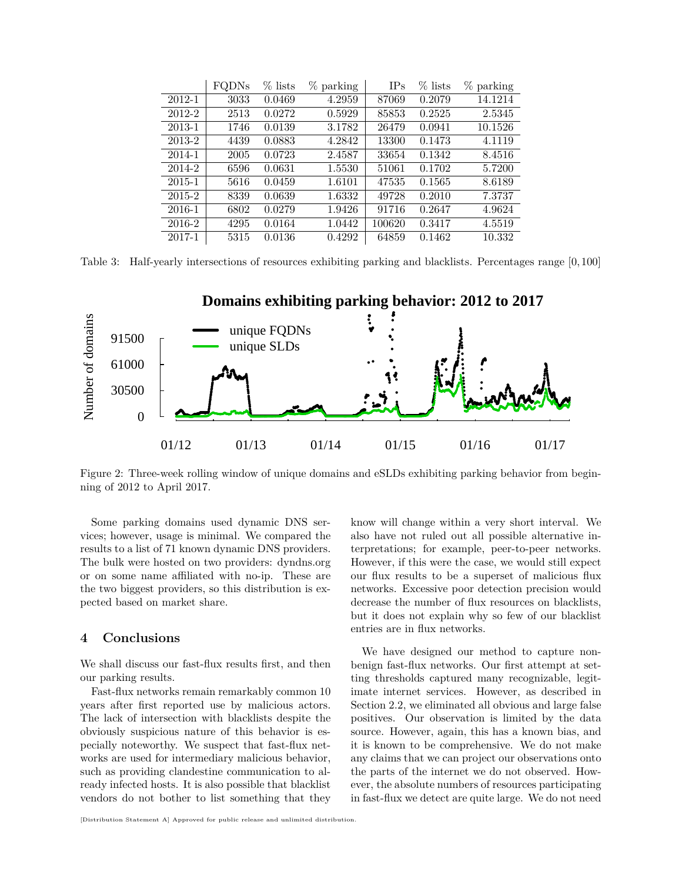|  | FQDNs | % lists | % parking | IPs | % lists | % parking |
|---|---|---|---|---|---|---|
| 2012-1 | 3033 | 0.0469 | 4.2959 | 87069 | 0.2079 | 14.1214 |
| 2012-2 | 2513 | 0.0272 | 0.5929 | 85853 | 0.2525 | 2.5345 |
| 2013-1 | 1746 | 0.0139 | 3.1782 | 26479 | 0.0941 | 10.1526 |
| 2013-2 | 4439 | 0.0883 | 4.2842 | 13300 | 0.1473 | 4.1119 |
| 2014-1 | 2005 | 0.0723 | 2.4587 | 33654 | 0.1342 | 8.4516 |
| 2014-2 | 6596 | 0.0631 | 1.5530 | 51061 | 0.1702 | 5.7200 |
| 2015-1 | 5616 | 0.0459 | 1.6101 | 47535 | 0.1565 | 8.6189 |
| 2015-2 | 8339 | 0.0639 | 1.6332 | 49728 | 0.2010 | 7.3737 |
| 2016-1 | 6802 | 0.0279 | 1.9426 | 91716 | 0.2647 | 4.9624 |
| 2016-2 | 4295 | 0.0164 | 1.0442 | 100620 | 0.3417 | 4.5519 |
| 2017-1 | 5315 | 0.0136 | 0.4292 | 64859 | 0.1462 | 10.332 |

Table 3: Half-yearly intersections of resources exhibiting parking and blacklists. Percentages range $[0, 100]$

Figure 2: Three-week rolling window of unique domains and eSLDs exhibiting parking behavior from beginning of 2012 to April 2017.

Some parking domains used dynamic DNS services; however, usage is minimal. We compared the results to a list of 71 known dynamic DNS providers. The bulk were hosted on two providers: dyndns.org or on some name affiliated with no-ip. These are the two biggest providers, so this distribution is expected based on market share.

## 4 Conclusions

We shall discuss our fast-flux results first, and then our parking results.

Fast-flux networks remain remarkably common 10 years after first reported use by malicious actors. The lack of intersection with blacklists despite the obviously suspicious nature of this behavior is especially noteworthy. We suspect that fast-flux networks are used for intermediary malicious behavior, such as providing clandestine communication to already infected hosts. It is also possible that blacklist vendors do not bother to list something that they know will change within a very short interval. We also have not ruled out all possible alternative interpretations; for example, peer-to-peer networks. However, if this were the case, we would still expect our flux results to be a superset of malicious flux networks. Excessive poor detection precision would decrease the number of flux resources on blacklists, but it does not explain why so few of our blacklist entries are in flux networks.

We have designed our method to capture non-benign fast-flux networks. Our first attempt at setting thresholds captured many recognizable, legitimate internet services. However, as described in Section 2.2, we eliminated all obvious and large false positives. Our observation is limited by the data source. However, again, this has a known bias, and it is known to be comprehensive. We do not make any claims that we can project our observations onto the parts of the internet we do not observed. However, the absolute numbers of resources participating in fast-flux we detect are quite large. We do not need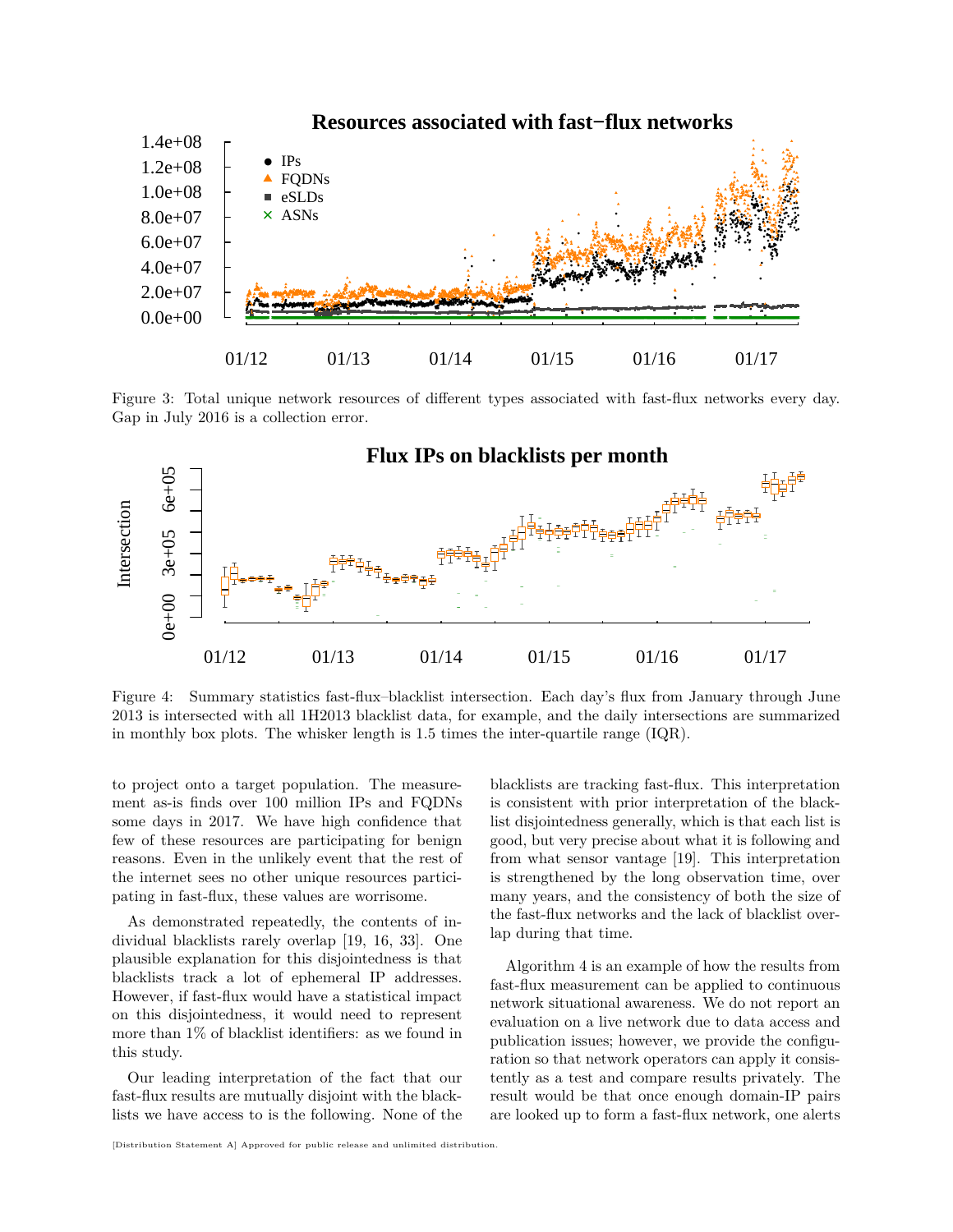Figure 3: Total unique network resources of different types associated with fast-flux networks every day. Gap in July 2016 is a collection error.

Figure 4: Summary statistics fast-flux–blacklist intersection. Each day's flux from January through June 2013 is intersected with all 1H2013 blacklist data, for example, and the daily intersections are summarized in monthly box plots. The whisker length is 1.5 times the inter-quartile range (IQR).

to project onto a target population. The measurement as-is finds over 100 million IPs and FQDNs some days in 2017. We have high confidence that few of these resources are participating for benign reasons. Even in the unlikely event that the rest of the internet sees no other unique resources participating in fast-flux, these values are worrisome.

As demonstrated repeatedly, the contents of individual blacklists rarely overlap [19, 16, 33]. One plausible explanation for this disjointedness is that blacklists track a lot of ephemeral IP addresses. However, if fast-flux would have a statistical impact on this disjointedness, it would need to represent more than 1% of blacklist identifiers: as we found in this study.

Our leading interpretation of the fact that our fast-flux results are mutually disjoint with the blacklists we have access to is the following. None of the blacklists are tracking fast-flux. This interpretation is consistent with prior interpretation of the blacklist disjointedness generally, which is that each list is good, but very precise about what it is following and from what sensor vantage [19]. This interpretation is strengthened by the long observation time, over many years, and the consistency of both the size of the fast-flux networks and the lack of blacklist overlap during that time.

Algorithm 4 is an example of how the results from fast-flux measurement can be applied to continuous network situational awareness. We do not report an evaluation on a live network due to data access and publication issues; however, we provide the configuration so that network operators can apply it consistently as a test and compare results privately. The result would be that once enough domain-IP pairs are looked up to form a fast-flux network, one alerts

[Distribution Statement A] Approved for public release and unlimited distribution.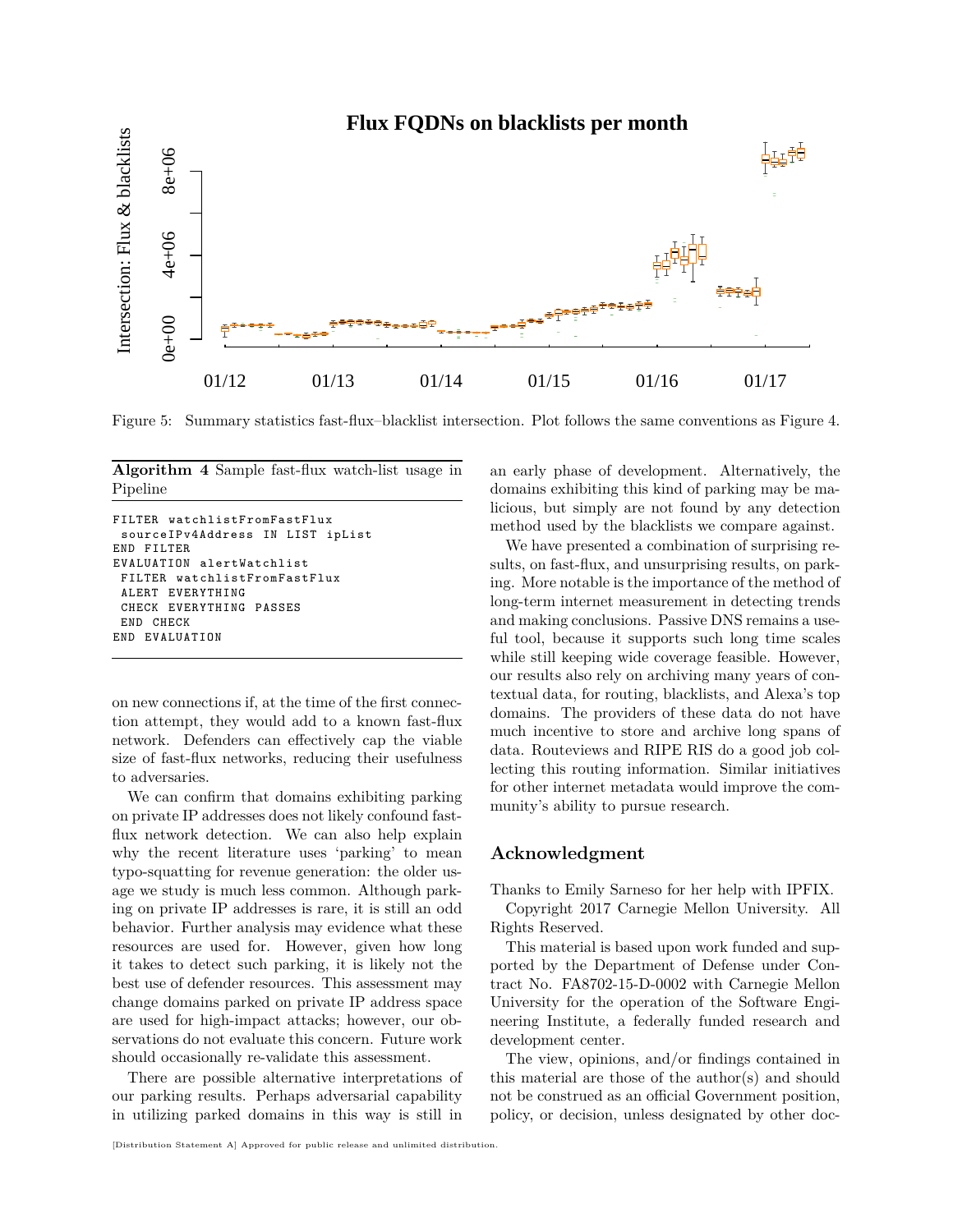Figure 5: Summary statistics fast-flux–blacklist intersection. Plot follows the same conventions as Figure 4.

**Algorithm 4** Sample fast-flux watch-list usage in Pipeline

```
FILTER watchlistFromFastFlux
 sourceIPv4Address IN LIST ipList
END FILTER
EVALUATION alertWatchlist
 FILTER watchlistFromFastFlux
 ALERT EVERYTHING
 CHECK EVERYTHING PASSES
 END CHECK
END EVALUATION
```

on new connections if, at the time of the first connection attempt, they would add to a known fast-flux network. Defenders can effectively cap the viable size of fast-flux networks, reducing their usefulness to adversaries.

We can confirm that domains exhibiting parking on private IP addresses does not likely confound fast-flux network detection. We can also help explain why the recent literature uses 'parking' to mean typo-squatting for revenue generation: the older usage we study is much less common. Although parking on private IP addresses is rare, it is still an odd behavior. Further analysis may evidence what these resources are used for. However, given how long it takes to detect such parking, it is likely not the best use of defender resources. This assessment may change domains parked on private IP address space are used for high-impact attacks; however, our observations do not evaluate this concern. Future work should occasionally re-validate this assessment.

There are possible alternative interpretations of our parking results. Perhaps adversarial capability in utilizing parked domains in this way is still in an early phase of development. Alternatively, the domains exhibiting this kind of parking may be malicious, but simply are not found by any detection method used by the blacklists we compare against.

We have presented a combination of surprising results, on fast-flux, and unsurprising results, on parking. More notable is the importance of the method of long-term internet measurement in detecting trends and making conclusions. Passive DNS remains a useful tool, because it supports such long time scales while still keeping wide coverage feasible. However, our results also rely on archiving many years of contextual data, for routing, blacklists, and Alexa's top domains. The providers of these data do not have much incentive to store and archive long spans of data. Routeviews and RIPE RIS do a good job collecting this routing information. Similar initiatives for other internet metadata would improve the community's ability to pursue research.

## Acknowledgment

Thanks to Emily Sarneso for her help with IPFIX.

Copyright 2017 Carnegie Mellon University. All Rights Reserved.

This material is based upon work funded and supported by the Department of Defense under Contract No. FA8702-15-D-0002 with Carnegie Mellon University for the operation of the Software Engineering Institute, a federally funded research and development center.

The view, opinions, and/or findings contained in this material are those of the author(s) and should not be construed as an official Government position, policy, or decision, unless designated by other doc-

[Distribution Statement A] Approved for public release and unlimited distribution.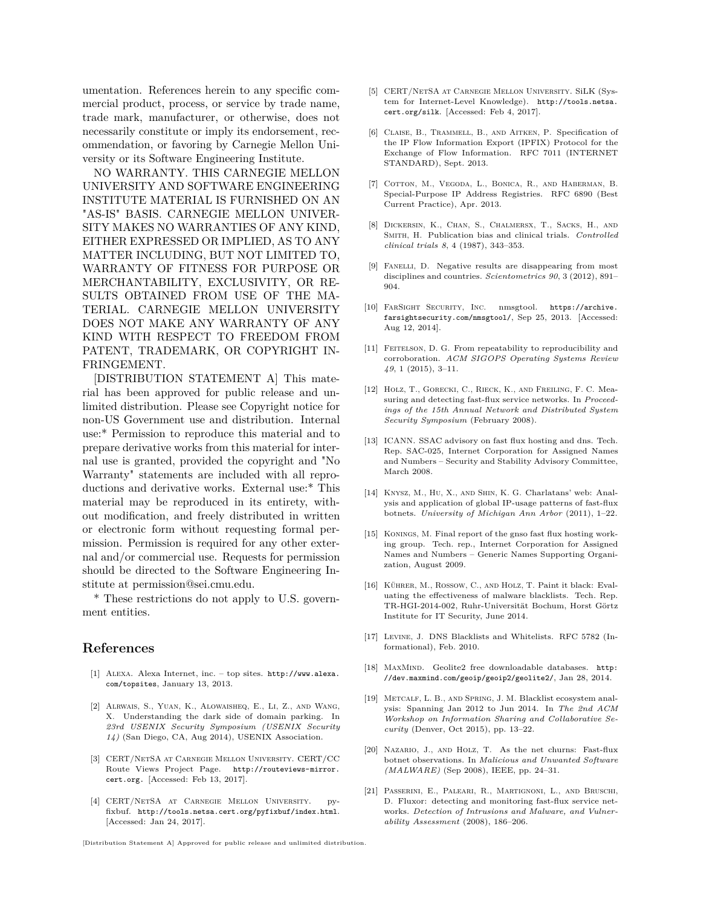umentation. References herein to any specific commercial product, process, or service by trade name, trade mark, manufacturer, or otherwise, does not necessarily constitute or imply its endorsement, recommendation, or favoring by Carnegie Mellon University or its Software Engineering Institute.

NO WARRANTY. THIS CARNEGIE MELLON UNIVERSITY AND SOFTWARE ENGINEERING INSTITUTE MATERIAL IS FURNISHED ON AN "AS-IS" BASIS. CARNEGIE MELLON UNIVERSITY MAKES NO WARRANTIES OF ANY KIND, EITHER EXPRESSED OR IMPLIED, AS TO ANY MATTER INCLUDING, BUT NOT LIMITED TO, WARRANTY OF FITNESS FOR PURPOSE OR MERCHANTABILITY, EXCLUSIVITY, OR RESULTS OBTAINED FROM USE OF THE MATERIAL. CARNEGIE MELLON UNIVERSITY DOES NOT MAKE ANY WARRANTY OF ANY KIND WITH RESPECT TO FREEDOM FROM PATENT, TRADEMARK, OR COPYRIGHT INFRINGEMENT.

[DISTRIBUTION STATEMENT A] This material has been approved for public release and unlimited distribution. Please see Copyright notice for non-US Government use and distribution. Internal use:* Permission to reproduce this material and to prepare derivative works from this material for internal use is granted, provided the copyright and "No Warranty" statements are included with all reproductions and derivative works. External use:* This material may be reproduced in its entirety, without modification, and freely distributed in written or electronic form without requesting formal permission. Permission is required for any other external and/or commercial use. Requests for permission should be directed to the Software Engineering Institute at permission@sei.cmu.edu.

* These restrictions do not apply to U.S. government entities.

## References

[1] Alexa. Alexa Internet, inc. – top sites. http://www.alexa.com/topsites, January 13, 2013.

[2] Alrwais, S., Yuan, K., Alowaisheq, E., Li, Z., and Wang, X. Understanding the dark side of domain parking. In *23rd USENIX Security Symposium (USENIX Security 14)* (San Diego, CA, Aug 2014), USENIX Association.

[3] CERT/NetSA at Carnegie Mellon University. CERT/CC Route Views Project Page. http://routeviews-mirror.cert.org. [Accessed: Feb 13, 2017].

[4] CERT/NetSA at Carnegie Mellon University. pyfixbuf. http://tools.netsa.cert.org/pyfixbuf/index.html. [Accessed: Jan 24, 2017].

[5] CERT/NetSA at Carnegie Mellon University. SiLK (System for Internet-Level Knowledge). http://tools.netsa.cert.org/silk. [Accessed: Feb 4, 2017].

[6] Claise, B., Trammell, B., and Aitken, P. Specification of the IP Flow Information Export (IPFIX) Protocol for the Exchange of Flow Information. RFC 7011 (INTERNET STANDARD), Sept. 2013.

[7] Cotton, M., Vegoda, L., Bonica, R., and Haberman, B. Special-Purpose IP Address Registries. RFC 6890 (Best Current Practice), Apr. 2013.

[8] Dickersin, K., Chan, S., Chalmersx, T., Sacks, H., and Smith, H. Publication bias and clinical trials. *Controlled clinical trials 8*, 4 (1987), 343–353.

[9] Fanelli, D. Negative results are disappearing from most disciplines and countries. *Scientometrics 90*, 3 (2012), 891–904.

[10] FarSight Security, Inc. nmsgtool. https://archive.farsightsecurity.com/nmsgtool/, Sep 25, 2013. [Accessed: Aug 12, 2014].

[11] Feitelson, D. G. From repeatability to reproducibility and corroboration. *ACM SIGOPS Operating Systems Review 49*, 1 (2015), 3–11.

[12] Holz, T., Gorecki, C., Rieck, K., and Freiling, F. C. Measuring and detecting fast-flux service networks. In *Proceedings of the 15th Annual Network and Distributed System Security Symposium* (February 2008).

[13] ICANN. SSAC advisory on fast flux hosting and dns. Tech. Rep. SAC-025, Internet Corporation for Assigned Names and Numbers – Security and Stability Advisory Committee, March 2008.

[14] Knysz, M., Hu, X., and Shin, K. G. Charlatans' web: Analysis and application of global IP-usage patterns of fast-flux botnets. *University of Michigan Ann Arbor* (2011), 1–22.

[15] Konings, M. Final report of the gnso fast flux hosting working group. Tech. rep., Internet Corporation for Assigned Names and Numbers – Generic Names Supporting Organization, August 2009.

[16] Kührer, M., Rossow, C., and Holz, T. Paint it black: Evaluating the effectiveness of malware blacklists. Tech. Rep. TR-HGI-2014-002, Ruhr-Universität Bochum, Horst Görtz Institute for IT Security, June 2014.

[17] Levine, J. DNS Blacklists and Whitelists. RFC 5782 (Informational), Feb. 2010.

[18] MaxMind. Geolite2 free downloadable databases. http://dev.maxmind.com/geoip/geoip2/geolite2/, Jan 28, 2014.

[19] Metcalf, L. B., and Spring, J. M. Blacklist ecosystem analysis: Spanning Jan 2012 to Jun 2014. In *The 2nd ACM Workshop on Information Sharing and Collaborative Security* (Denver, Oct 2015), pp. 13–22.

[20] Nazario, J., and Holz, T. As the net churns: Fast-flux botnet observations. In *Malicious and Unwanted Software (MALWARE)* (Sep 2008), IEEE, pp. 24–31.

[21] Passerini, E., Paleari, R., Martignoni, L., and Bruschi, D. Fluxor: detecting and monitoring fast-flux service networks. *Detection of Intrusions and Malware, and Vulnerability Assessment* (2008), 186–206.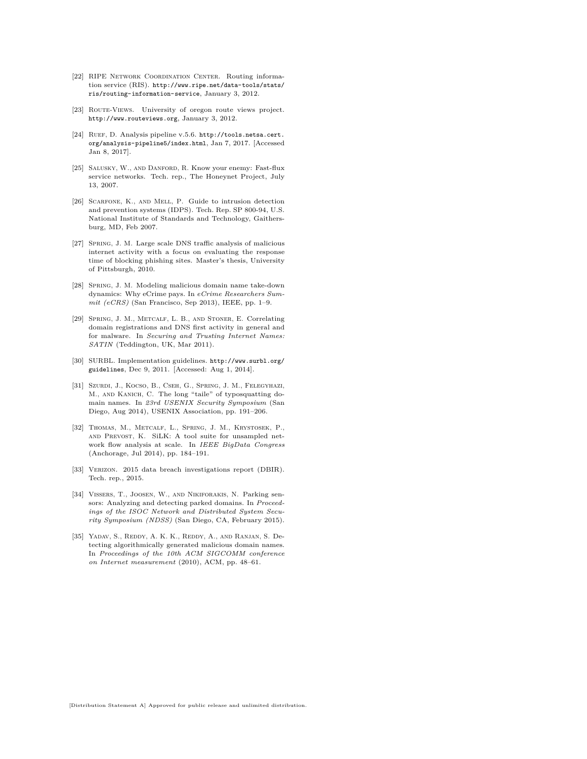[22] RIPE Network Coordination Center. Routing information service (RIS). http://www.ripe.net/data-tools/stats/ris/routing-information-service, January 3, 2012.

[23] Route-Views. University of oregon route views project. http://www.routeviews.org, January 3, 2012.

[24] Ruef, D. Analysis pipeline v.5.6. http://tools.netsa.cert.org/analysis-pipeline5/index.html, Jan 7, 2017. [Accessed Jan 8, 2017].

[25] Salusky, W., and Danford, R. Know your enemy: Fast-flux service networks. Tech. rep., The Honeynet Project, July 13, 2007.

[26] Scarfone, K., and Mell, P. Guide to intrusion detection and prevention systems (IDPS). Tech. Rep. SP 800-94, U.S. National Institute of Standards and Technology, Gaithersburg, MD, Feb 2007.

[27] Spring, J. M. Large scale DNS traffic analysis of malicious internet activity with a focus on evaluating the response time of blocking phishing sites. Master's thesis, University of Pittsburgh, 2010.

[28] Spring, J. M. Modeling malicious domain name take-down dynamics: Why eCrime pays. In *eCrime Researchers Summit (eCRS)* (San Francisco, Sep 2013), IEEE, pp. 1–9.

[29] Spring, J. M., Metcalf, L. B., and Stoner, E. Correlating domain registrations and DNS first activity in general and for malware. In *Securing and Trusting Internet Names: SATIN* (Teddington, UK, Mar 2011).

[30] SURBL. Implementation guidelines. http://www.surbl.org/guidelines, Dec 9, 2011. [Accessed: Aug 1, 2014].

[31] Szurdi, J., Kocso, B., Cseh, G., Spring, J. M., Felegyhazi, M., and Kanich, C. The long "taile" of typosquatting domain names. In *23rd USENIX Security Symposium* (San Diego, Aug 2014), USENIX Association, pp. 191–206.

[32] Thomas, M., Metcalf, L., Spring, J. M., Krystosek, P., and Prevost, K. SiLK: A tool suite for unsampled network flow analysis at scale. In *IEEE BigData Congress* (Anchorage, Jul 2014), pp. 184–191.

[33] Verizon. 2015 data breach investigations report (DBIR). Tech. rep., 2015.

[34] Vissers, T., Joosen, W., and Nikiforakis, N. Parking sensors: Analyzing and detecting parked domains. In *Proceedings of the ISOC Network and Distributed System Security Symposium (NDSS)* (San Diego, CA, February 2015).

[35] Yadav, S., Reddy, A. K. K., Reddy, A., and Ranjan, S. Detecting algorithmically generated malicious domain names. In *Proceedings of the 10th ACM SIGCOMM conference on Internet measurement* (2010), ACM, pp. 48–61.

[Distribution Statement A] Approved for public release and unlimited distribution.